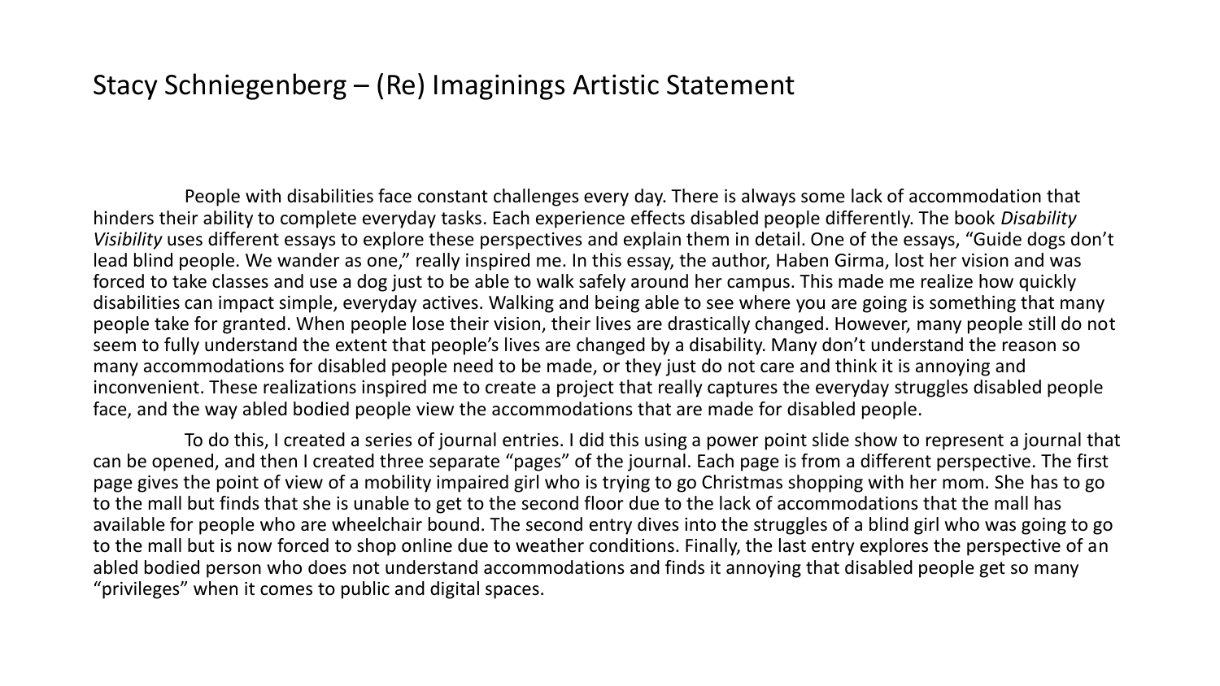# Stacy Schniegenberg – (Re) Imaginings Artistic Statement

People with disabilities face constant challenges every day. There is always some lack of accommodation that hinders their ability to complete everyday tasks. Each experience effects disabled people differently. The book *Disability Visibility* uses different essays to explore these perspectives and explain them in detail. One of the essays, "Guide dogs don't lead blind people. We wander as one," really inspired me. In this essay, the author, Haben Girma, lost her vision and was forced to take classes and use a dog just to be able to walk safely around her campus. This made me realize how quickly disabilities can impact simple, everyday actives. Walking and being able to see where you are going is something that many people take for granted. When people lose their vision, their lives are drastically changed. However, many people still do not seem to fully understand the extent that people's lives are changed by a disability. Many don't understand the reason so many accommodations for disabled people need to be made, or they just do not care and think it is annoying and inconvenient. These realizations inspired me to create a project that really captures the everyday struggles disabled people face, and the way abled bodied people view the accommodations that are made for disabled people.

To do this, I created a series of journal entries. I did this using a power point slide show to represent a journal that can be opened, and then I created three separate "pages" of the journal. Each page is from a different perspective. The first page gives the point of view of a mobility impaired girl who is trying to go Christmas shopping with her mom. She has to go to the mall but finds that she is unable to get to the second floor due to the lack of accommodations that the mall has available for people who are wheelchair bound. The second entry dives into the struggles of a blind girl who was going to go to the mall but is now forced to shop online due to weather conditions. Finally, the last entry explores the perspective of an abled bodied person who does not understand accommodations and finds it annoying that disabled people get so many "privileges" when it comes to public and digital spaces.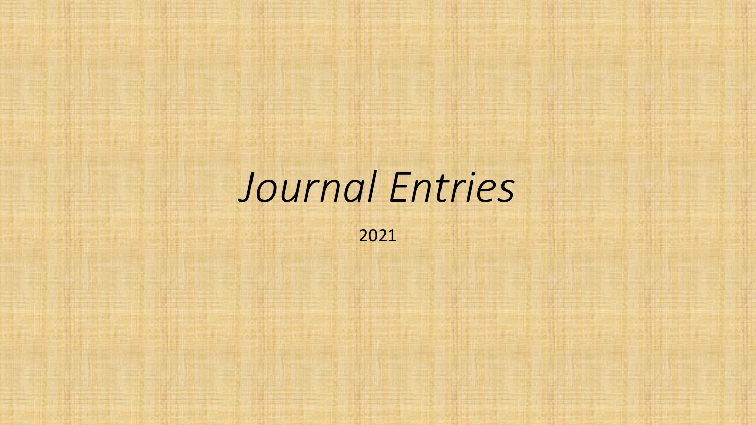# *Journal Entries*

2021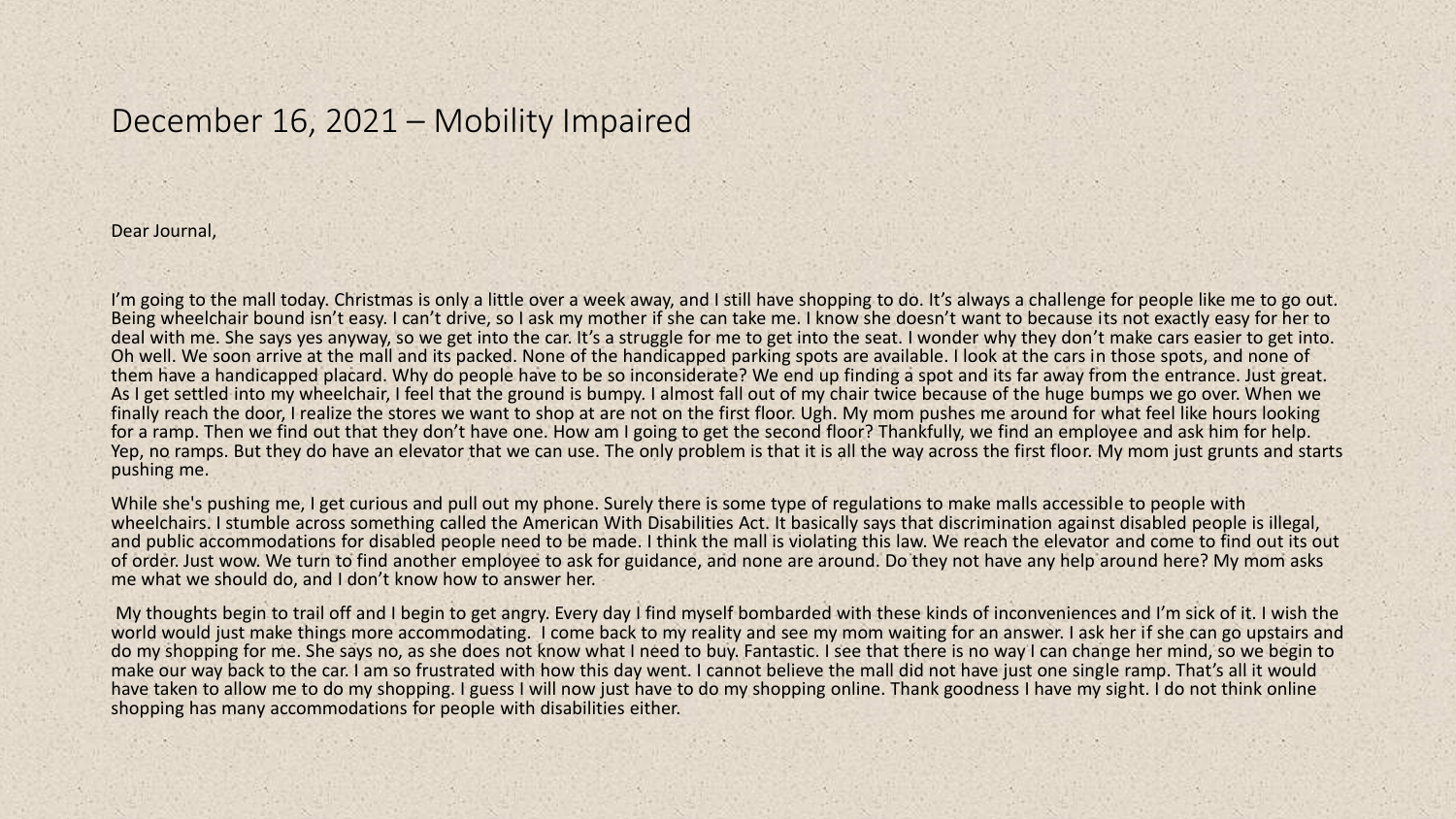# December 16, 2021 – Mobility Impaired

Dear Journal,

I'm going to the mall today. Christmas is only a little over a week away, and I still have shopping to do. It's always a challenge for people like me to go out. Being wheelchair bound isn't easy. I can't drive, so I ask my mother if she can take me. I know she doesn't want to because its not exactly easy for her to deal with me. She says yes anyway, so we get into the car. It's a struggle for me to get into the seat. I wonder why they don't make cars easier to get into. Oh well. We soon arrive at the mall and its packed. None of the handicapped parking spots are available. I look at the cars in those spots, and none of them have a handicapped placard. Why do people have to be so inconsiderate? We end up finding a spot and its far away from the entrance. Just great. As I get settled into my wheelchair, I feel that the ground is bumpy. I almost fall out of my chair twice because of the huge bumps we go over. When we finally reach the door, I realize the stores we want to shop at are not on the first floor. Ugh. My mom pushes me around for what feel like hours looking for a ramp. Then we find out that they don't have one. How am I going to get the second floor? Thankfully, we find an employee and ask him for help. Yep, no ramps. But they do have an elevator that we can use. The only problem is that it is all the way across the first floor. My mom just grunts and starts pushing me.

While she's pushing me, I get curious and pull out my phone. Surely there is some type of regulations to make malls accessible to people with wheelchairs. I stumble across something called the American With Disabilities Act. It basically says that discrimination against disabled people is illegal, and public accommodations for disabled people need to be made. I think the mall is violating this law. We reach the elevator and come to find out its out of order. Just wow. We turn to find another employee to ask for guidance, and none are around. Do they not have any help around here? My mom asks me what we should do, and I don't know how to answer her.

My thoughts begin to trail off and I begin to get angry. Every day I find myself bombarded with these kinds of inconveniences and I'm sick of it. I wish the world would just make things more accommodating. I come back to my reality and see my mom waiting for an answer. I ask her if she can go upstairs and do my shopping for me. She says no, as she does not know what I need to buy. Fantastic. I see that there is no way I can change her mind, so we begin to make our way back to the car. I am so frustrated with how this day went. I cannot believe the mall did not have just one single ramp. That's all it would have taken to allow me to do my shopping. I guess I will now just have to do my shopping online. Thank goodness I have my sight. I do not think online shopping has many accommodations for people with disabilities either.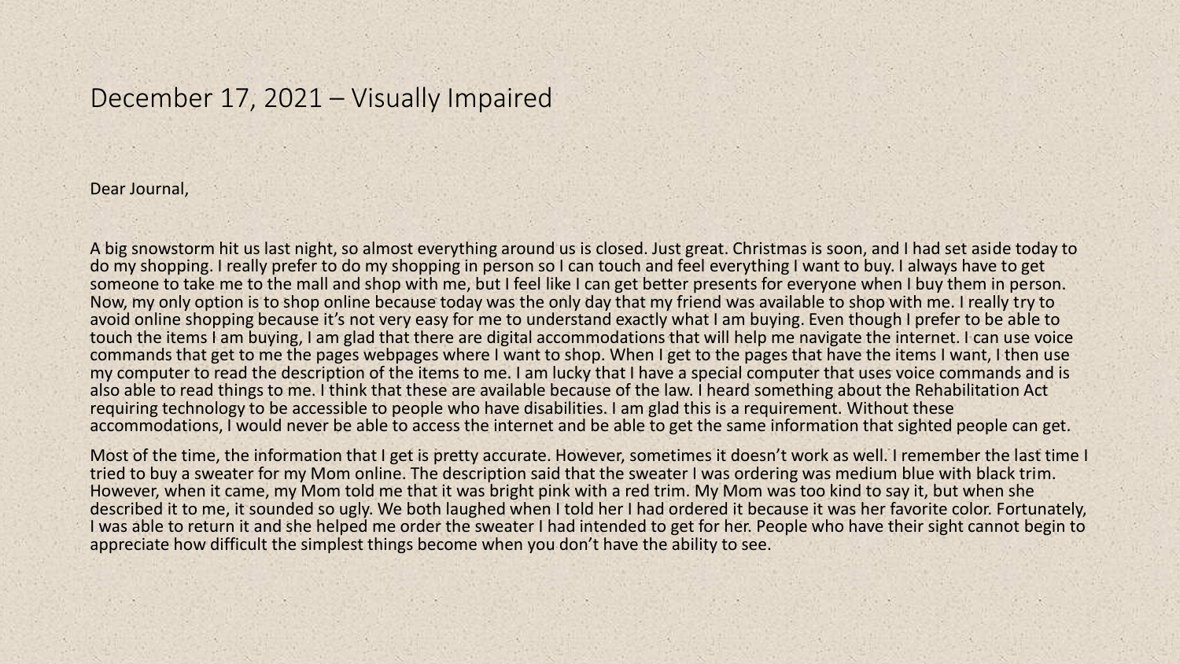# December 17, 2021 – Visually Impaired

Dear Journal,

A big snowstorm hit us last night, so almost everything around us is closed. Just great. Christmas is soon, and I had set aside today to do my shopping. I really prefer to do my shopping in person so I can touch and feel everything I want to buy. I always have to get someone to take me to the mall and shop with me, but I feel like I can get better presents for everyone when I buy them in person. Now, my only option is to shop online because today was the only day that my friend was available to shop with me. I really try to avoid online shopping because it's not very easy for me to understand exactly what I am buying. Even though I prefer to be able to touch the items I am buying, I am glad that there are digital accommodations that will help me navigate the internet. I can use voice commands that get to me the pages webpages where I want to shop. When I get to the pages that have the items I want, I then use my computer to read the description of the items to me. I am lucky that I have a special computer that uses voice commands and is also able to read things to me. I think that these are available because of the law. I heard something about the Rehabilitation Act requiring technology to be accessible to people who have disabilities. I am glad this is a requirement. Without these accommodations, I would never be able to access the internet and be able to get the same information that sighted people can get.

Most of the time, the information that I get is pretty accurate. However, sometimes it doesn't work as well. I remember the last time I tried to buy a sweater for my Mom online. The description said that the sweater I was ordering was medium blue with black trim. However, when it came, my Mom told me that it was bright pink with a red trim. My Mom was too kind to say it, but when she described it to me, it sounded so ugly. We both laughed when I told her I had ordered it because it was her favorite color. Fortunately, I was able to return it and she helped me order the sweater I had intended to get for her. People who have their sight cannot begin to appreciate how difficult the simplest things become when you don't have the ability to see.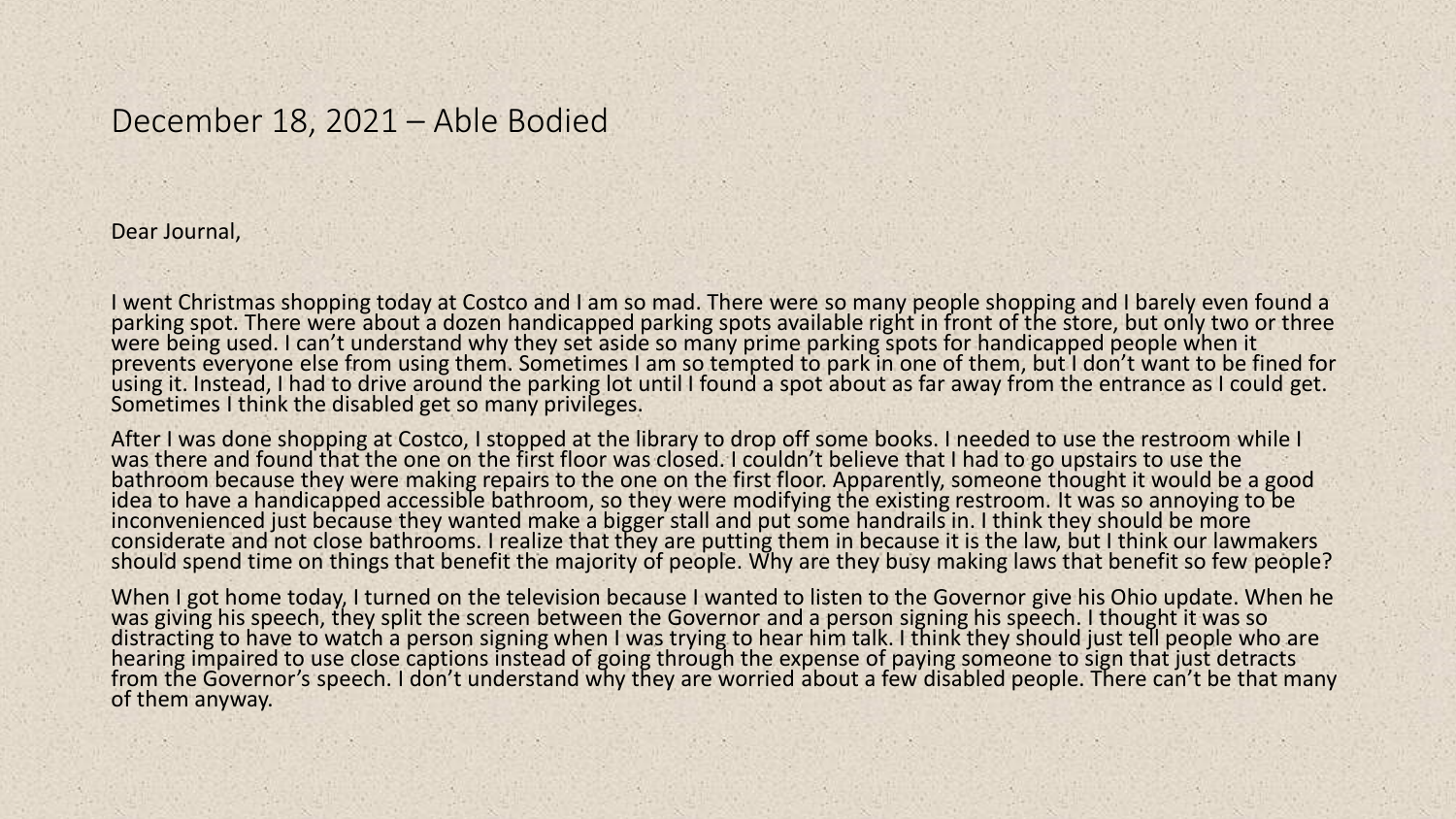# December 18, 2021 – Able Bodied

Dear Journal,

I went Christmas shopping today at Costco and I am so mad. There were so many people shopping and I barely even found a parking spot. There were about a dozen handicapped parking spots available right in front of the store, but only two or three were being used. I can't understand why they set aside so many prime parking spots for handicapped people when it prevents everyone else from using them. Sometimes I am so tempted to park in one of them, but I don't want to be fined for using it. Instead, I had to drive around the parking lot until I found a spot about as far away from the entrance as I could get. Sometimes I think the disabled get so many privileges.

After I was done shopping at Costco, I stopped at the library to drop off some books. I needed to use the restroom while I was there and found that the one on the first floor was closed. I couldn't believe that I had to go upstairs to use the bathroom because they were making repairs to the one on the first floor. Apparently, someone thought it would be a good idea to have a handicapped accessible bathroom, so they were modifying the existing restroom. It was so annoying to be inconvenienced just because they wanted make a bigger stall and put some handrails in. I think they should be more considerate and not close bathrooms. I realize that they are putting them in because it is the law, but I think our lawmakers should spend time on things that benefit the majority of people. Why are they busy making laws that benefit so few people?

When I got home today, I turned on the television because I wanted to listen to the Governor give his Ohio update. When he was giving his speech, they split the screen between the Governor and a person signing his speech. I thought it was so distracting to have to watch a person signing when I was trying to hear him talk. I think they should just tell people who are hearing impaired to use close captions instead of going through the expense of paying someone to sign that just detracts from the Governor's speech. I don't understand why they are worried about a few disabled people. There can't be that many of them anyway.